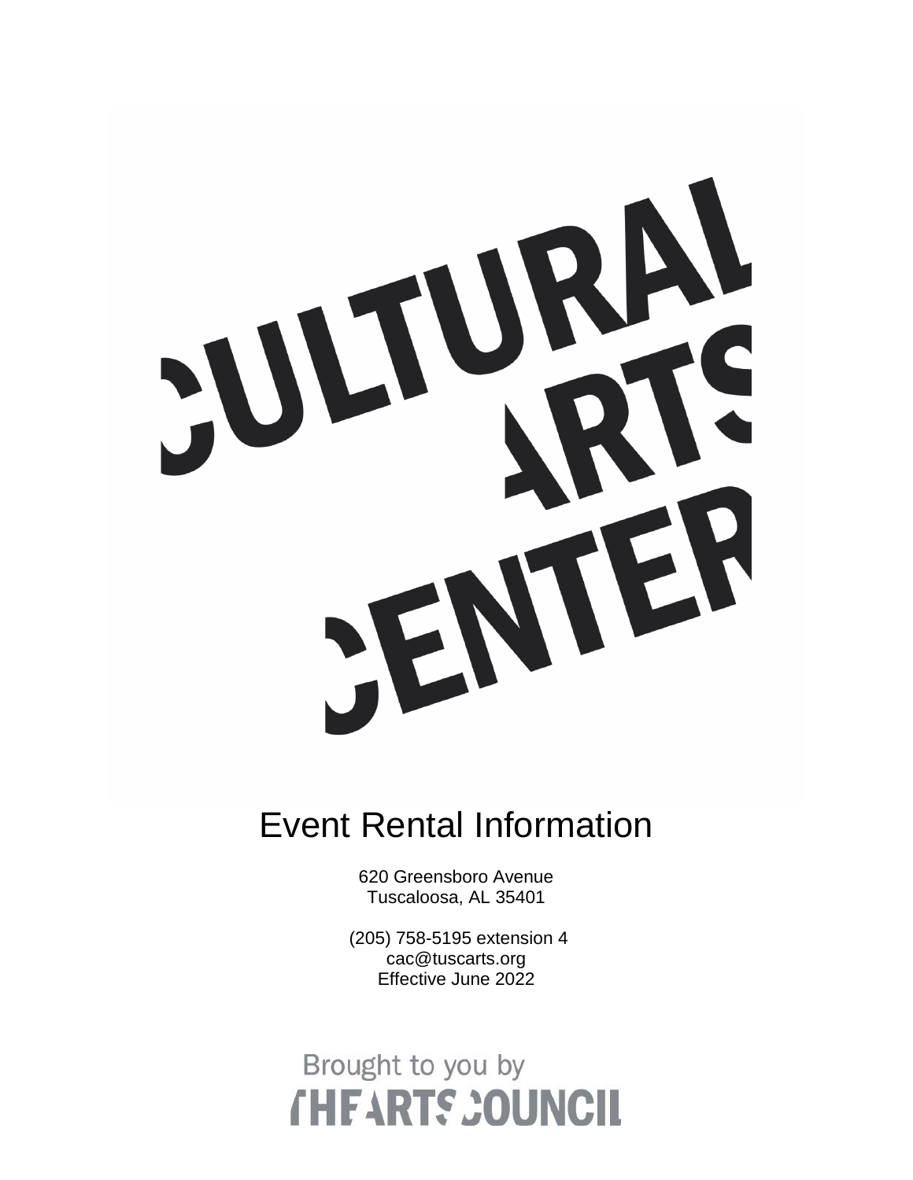# CULTURAL ARTS CENTER

# Event Rental Information

620 Greensboro Avenue
Tuscaloosa, AL 35401

(205) 758-5195 extension 4
cac@tuscarts.org
Effective June 2022

Brought to you by
THE ARTS COUNCIL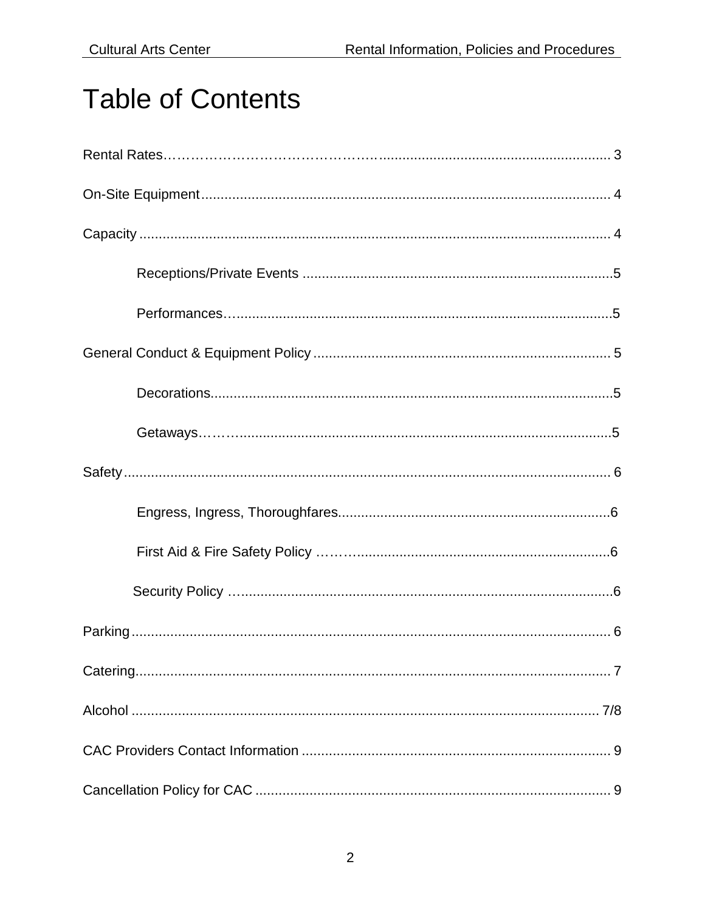# Table of Contents

Rental Rates ... 3

On-Site Equipment ... 4

Capacity ... 4

- Receptions/Private Events ... 5
- Performances ... 5

General Conduct & Equipment Policy ... 5

- Decorations ... 5
- Getaways ... 5

Safety ... 6

- Engress, Ingress, Thoroughfares ... 6
- First Aid & Fire Safety Policy ... 6
- Security Policy ... 6

Parking ... 6

Catering ... 7

Alcohol ... 7/8

CAC Providers Contact Information ... 9

Cancellation Policy for CAC ... 9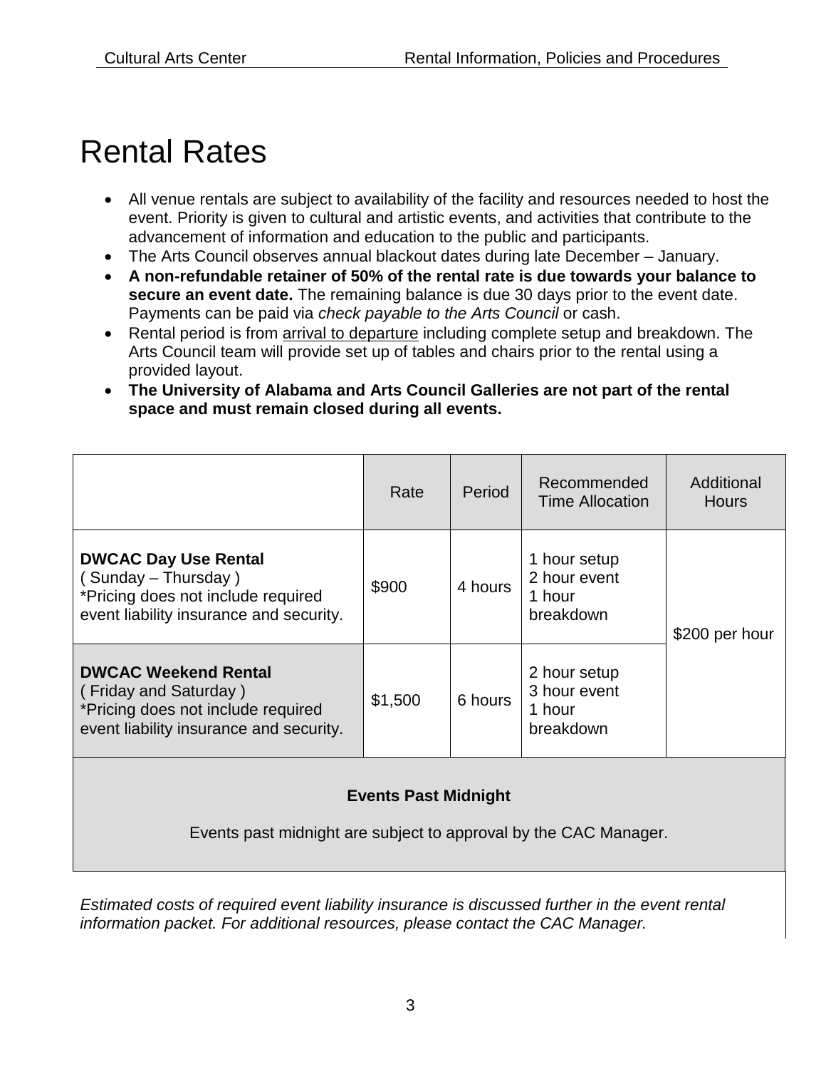# Rental Rates

- All venue rentals are subject to availability of the facility and resources needed to host the event. Priority is given to cultural and artistic events, and activities that contribute to the advancement of information and education to the public and participants.
- The Arts Council observes annual blackout dates during late December – January.
- **A non-refundable retainer of 50% of the rental rate is due towards your balance to secure an event date.** The remaining balance is due 30 days prior to the event date. Payments can be paid via *check payable to the Arts Council* or cash.
- Rental period is from <u>arrival to departure</u> including complete setup and breakdown. The Arts Council team will provide set up of tables and chairs prior to the rental using a provided layout.
- **The University of Alabama and Arts Council Galleries are not part of the rental space and must remain closed during all events.**

| | Rate | Period | Recommended Time Allocation | Additional Hours |
|---|---|---|---|---|
| **DWCAC Day Use Rental** ( Sunday – Thursday ) *Pricing does not include required event liability insurance and security. | $900 | 4 hours | 1 hour setup 2 hour event 1 hour breakdown | $200 per hour |
| **DWCAC Weekend Rental** ( Friday and Saturday ) *Pricing does not include required event liability insurance and security. | $1,500 | 6 hours | 2 hour setup 3 hour event 1 hour breakdown | |
| **Events Past Midnight** Events past midnight are subject to approval by the CAC Manager. | | | | |

*Estimated costs of required event liability insurance is discussed further in the event rental information packet. For additional resources, please contact the CAC Manager.*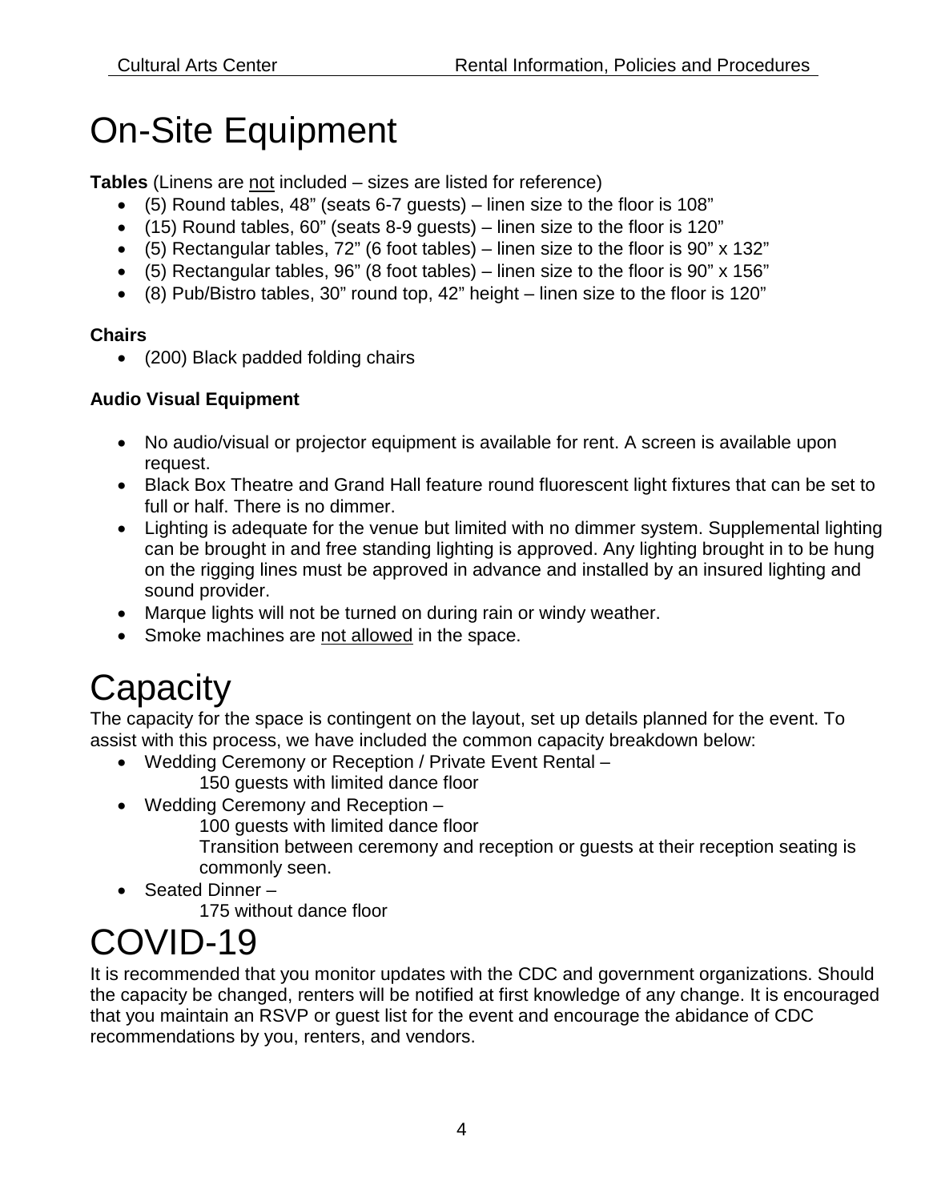# On-Site Equipment

**Tables** (Linens are <u>not</u> included – sizes are listed for reference)

- (5) Round tables, 48" (seats 6-7 guests) – linen size to the floor is 108"
- (15) Round tables, 60" (seats 8-9 guests) – linen size to the floor is 120"
- (5) Rectangular tables, 72" (6 foot tables) – linen size to the floor is 90" x 132"
- (5) Rectangular tables, 96" (8 foot tables) – linen size to the floor is 90" x 156"
- (8) Pub/Bistro tables, 30" round top, 42" height – linen size to the floor is 120"

**Chairs**

- (200) Black padded folding chairs

**Audio Visual Equipment**

- No audio/visual or projector equipment is available for rent. A screen is available upon request.
- Black Box Theatre and Grand Hall feature round fluorescent light fixtures that can be set to full or half. There is no dimmer.
- Lighting is adequate for the venue but limited with no dimmer system. Supplemental lighting can be brought in and free standing lighting is approved. Any lighting brought in to be hung on the rigging lines must be approved in advance and installed by an insured lighting and sound provider.
- Marque lights will not be turned on during rain or windy weather.
- Smoke machines are <u>not allowed</u> in the space.

# Capacity

The capacity for the space is contingent on the layout, set up details planned for the event. To assist with this process, we have included the common capacity breakdown below:

- Wedding Ceremony or Reception / Private Event Rental –
  150 guests with limited dance floor
- Wedding Ceremony and Reception –
  100 guests with limited dance floor
  Transition between ceremony and reception or guests at their reception seating is commonly seen.
- Seated Dinner –
  175 without dance floor

# COVID-19

It is recommended that you monitor updates with the CDC and government organizations. Should the capacity be changed, renters will be notified at first knowledge of any change. It is encouraged that you maintain an RSVP or guest list for the event and encourage the abidance of CDC recommendations by you, renters, and vendors.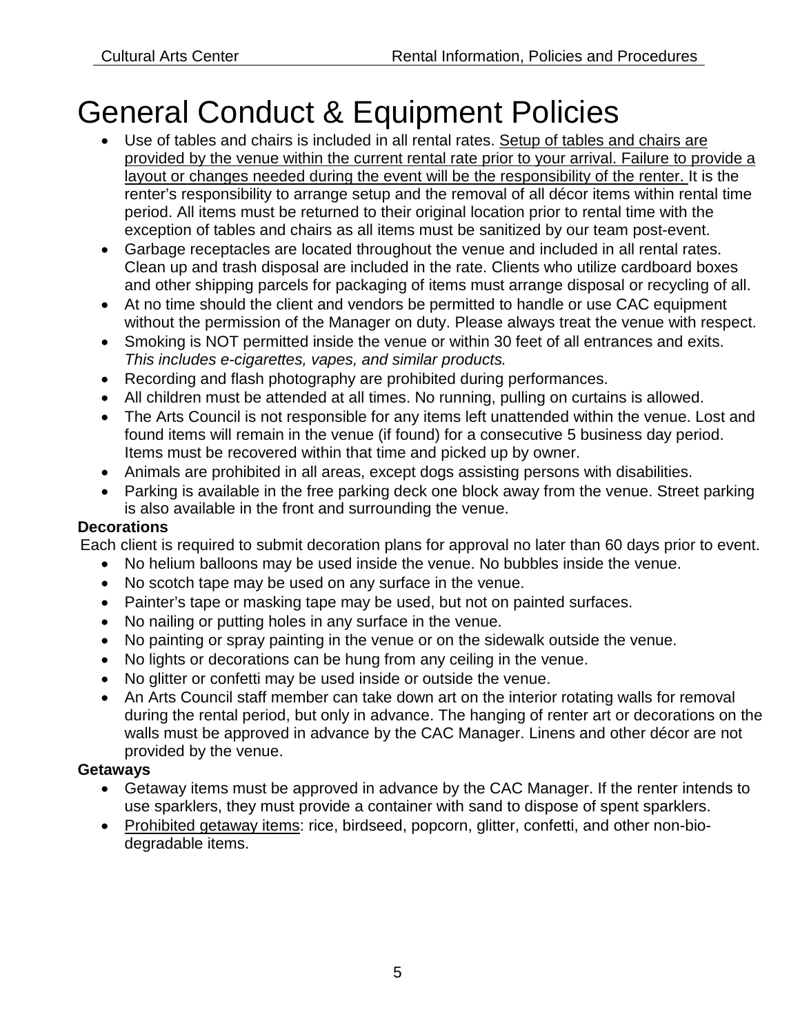# General Conduct & Equipment Policies

- Use of tables and chairs is included in all rental rates. Setup of tables and chairs are provided by the venue within the current rental rate prior to your arrival. Failure to provide a layout or changes needed during the event will be the responsibility of the renter. It is the renter's responsibility to arrange setup and the removal of all décor items within rental time period. All items must be returned to their original location prior to rental time with the exception of tables and chairs as all items must be sanitized by our team post-event.
- Garbage receptacles are located throughout the venue and included in all rental rates. Clean up and trash disposal are included in the rate. Clients who utilize cardboard boxes and other shipping parcels for packaging of items must arrange disposal or recycling of all.
- At no time should the client and vendors be permitted to handle or use CAC equipment without the permission of the Manager on duty. Please always treat the venue with respect.
- Smoking is NOT permitted inside the venue or within 30 feet of all entrances and exits. *This includes e-cigarettes, vapes, and similar products.*
- Recording and flash photography are prohibited during performances.
- All children must be attended at all times. No running, pulling on curtains is allowed.
- The Arts Council is not responsible for any items left unattended within the venue. Lost and found items will remain in the venue (if found) for a consecutive 5 business day period. Items must be recovered within that time and picked up by owner.
- Animals are prohibited in all areas, except dogs assisting persons with disabilities.
- Parking is available in the free parking deck one block away from the venue. Street parking is also available in the front and surrounding the venue.

**Decorations**

Each client is required to submit decoration plans for approval no later than 60 days prior to event.

- No helium balloons may be used inside the venue. No bubbles inside the venue.
- No scotch tape may be used on any surface in the venue.
- Painter's tape or masking tape may be used, but not on painted surfaces.
- No nailing or putting holes in any surface in the venue.
- No painting or spray painting in the venue or on the sidewalk outside the venue.
- No lights or decorations can be hung from any ceiling in the venue.
- No glitter or confetti may be used inside or outside the venue.
- An Arts Council staff member can take down art on the interior rotating walls for removal during the rental period, but only in advance. The hanging of renter art or decorations on the walls must be approved in advance by the CAC Manager. Linens and other décor are not provided by the venue.

**Getaways**

- Getaway items must be approved in advance by the CAC Manager. If the renter intends to use sparklers, they must provide a container with sand to dispose of spent sparklers.
- Prohibited getaway items: rice, birdseed, popcorn, glitter, confetti, and other non-bio-degradable items.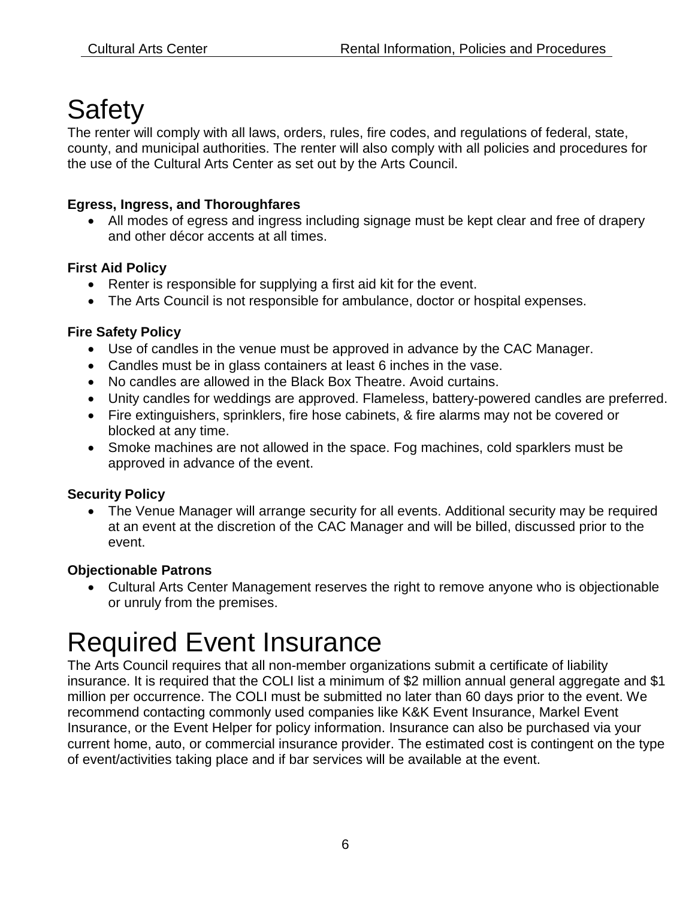# Safety

The renter will comply with all laws, orders, rules, fire codes, and regulations of federal, state, county, and municipal authorities. The renter will also comply with all policies and procedures for the use of the Cultural Arts Center as set out by the Arts Council.

**Egress, Ingress, and Thoroughfares**

- All modes of egress and ingress including signage must be kept clear and free of drapery and other décor accents at all times.

**First Aid Policy**

- Renter is responsible for supplying a first aid kit for the event.
- The Arts Council is not responsible for ambulance, doctor or hospital expenses.

**Fire Safety Policy**

- Use of candles in the venue must be approved in advance by the CAC Manager.
- Candles must be in glass containers at least 6 inches in the vase.
- No candles are allowed in the Black Box Theatre. Avoid curtains.
- Unity candles for weddings are approved. Flameless, battery-powered candles are preferred.
- Fire extinguishers, sprinklers, fire hose cabinets, & fire alarms may not be covered or blocked at any time.
- Smoke machines are not allowed in the space. Fog machines, cold sparklers must be approved in advance of the event.

**Security Policy**

- The Venue Manager will arrange security for all events. Additional security may be required at an event at the discretion of the CAC Manager and will be billed, discussed prior to the event.

**Objectionable Patrons**

- Cultural Arts Center Management reserves the right to remove anyone who is objectionable or unruly from the premises.

# Required Event Insurance

The Arts Council requires that all non-member organizations submit a certificate of liability insurance. It is required that the COLI list a minimum of $2 million annual general aggregate and $1 million per occurrence. The COLI must be submitted no later than 60 days prior to the event. We recommend contacting commonly used companies like K&K Event Insurance, Markel Event Insurance, or the Event Helper for policy information. Insurance can also be purchased via your current home, auto, or commercial insurance provider. The estimated cost is contingent on the type of event/activities taking place and if bar services will be available at the event.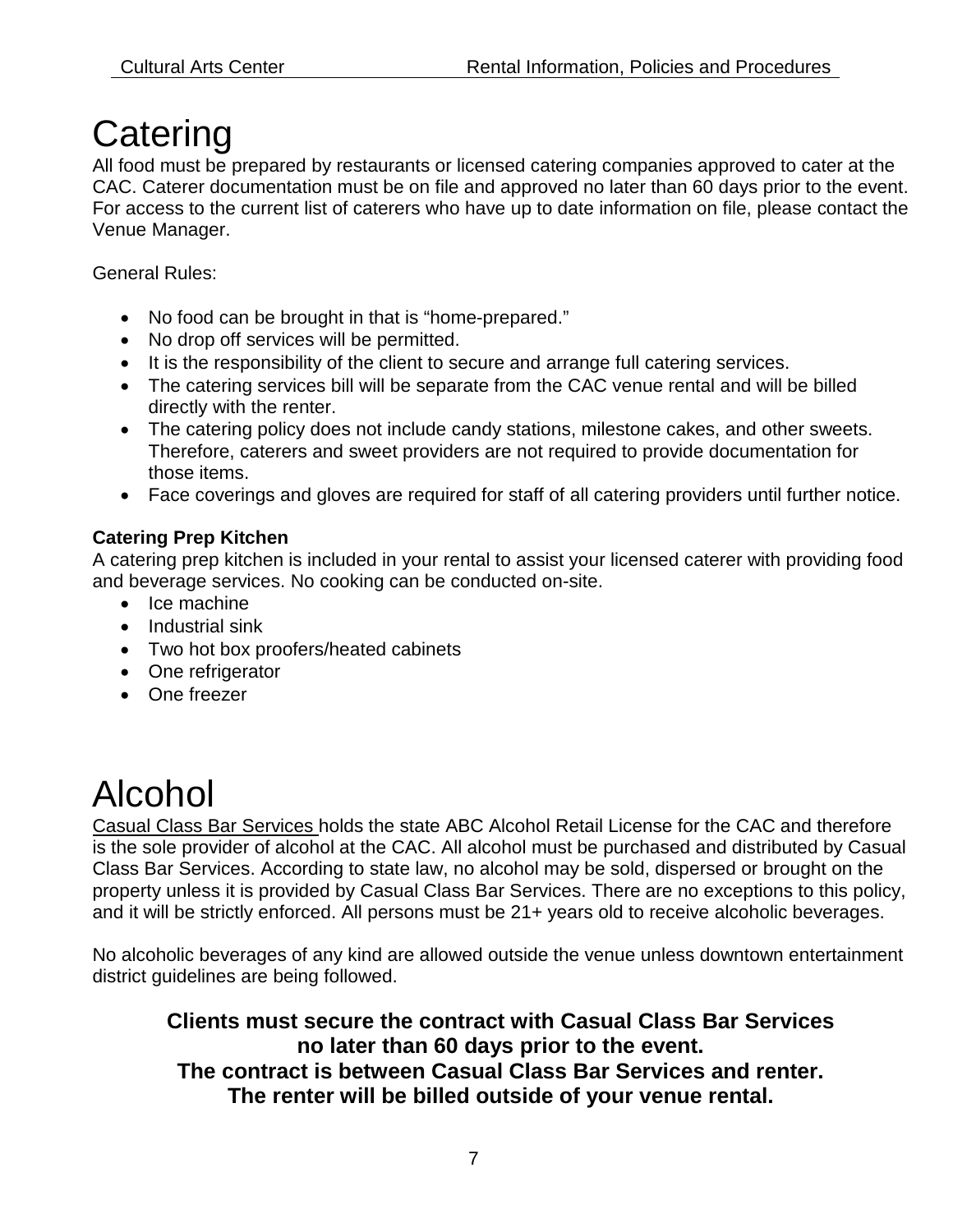# Catering

All food must be prepared by restaurants or licensed catering companies approved to cater at the CAC. Caterer documentation must be on file and approved no later than 60 days prior to the event. For access to the current list of caterers who have up to date information on file, please contact the Venue Manager.

General Rules:

- No food can be brought in that is "home-prepared."
- No drop off services will be permitted.
- It is the responsibility of the client to secure and arrange full catering services.
- The catering services bill will be separate from the CAC venue rental and will be billed directly with the renter.
- The catering policy does not include candy stations, milestone cakes, and other sweets. Therefore, caterers and sweet providers are not required to provide documentation for those items.
- Face coverings and gloves are required for staff of all catering providers until further notice.

**Catering Prep Kitchen**

A catering prep kitchen is included in your rental to assist your licensed caterer with providing food and beverage services. No cooking can be conducted on-site.

- Ice machine
- Industrial sink
- Two hot box proofers/heated cabinets
- One refrigerator
- One freezer

# Alcohol

Casual Class Bar Services holds the state ABC Alcohol Retail License for the CAC and therefore is the sole provider of alcohol at the CAC. All alcohol must be purchased and distributed by Casual Class Bar Services. According to state law, no alcohol may be sold, dispersed or brought on the property unless it is provided by Casual Class Bar Services. There are no exceptions to this policy, and it will be strictly enforced. All persons must be 21+ years old to receive alcoholic beverages.

No alcoholic beverages of any kind are allowed outside the venue unless downtown entertainment district guidelines are being followed.

**Clients must secure the contract with Casual Class Bar Services no later than 60 days prior to the event.**
**The contract is between Casual Class Bar Services and renter.**
**The renter will be billed outside of your venue rental.**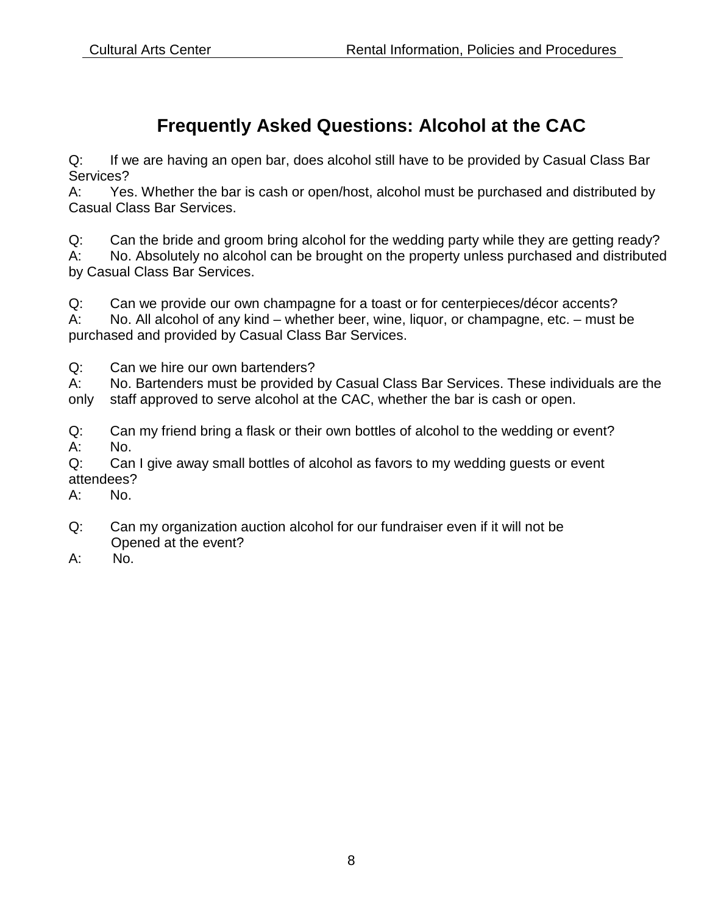## Frequently Asked Questions: Alcohol at the CAC

Q: If we are having an open bar, does alcohol still have to be provided by Casual Class Bar Services?
A: Yes. Whether the bar is cash or open/host, alcohol must be purchased and distributed by Casual Class Bar Services.

Q: Can the bride and groom bring alcohol for the wedding party while they are getting ready?
A: No. Absolutely no alcohol can be brought on the property unless purchased and distributed by Casual Class Bar Services.

Q: Can we provide our own champagne for a toast or for centerpieces/décor accents?
A: No. All alcohol of any kind – whether beer, wine, liquor, or champagne, etc. – must be purchased and provided by Casual Class Bar Services.

Q: Can we hire our own bartenders?
A: No. Bartenders must be provided by Casual Class Bar Services. These individuals are the only staff approved to serve alcohol at the CAC, whether the bar is cash or open.

Q: Can my friend bring a flask or their own bottles of alcohol to the wedding or event?
A: No.
Q: Can I give away small bottles of alcohol as favors to my wedding guests or event attendees?
A: No.

Q: Can my organization auction alcohol for our fundraiser even if it will not be Opened at the event?
A: No.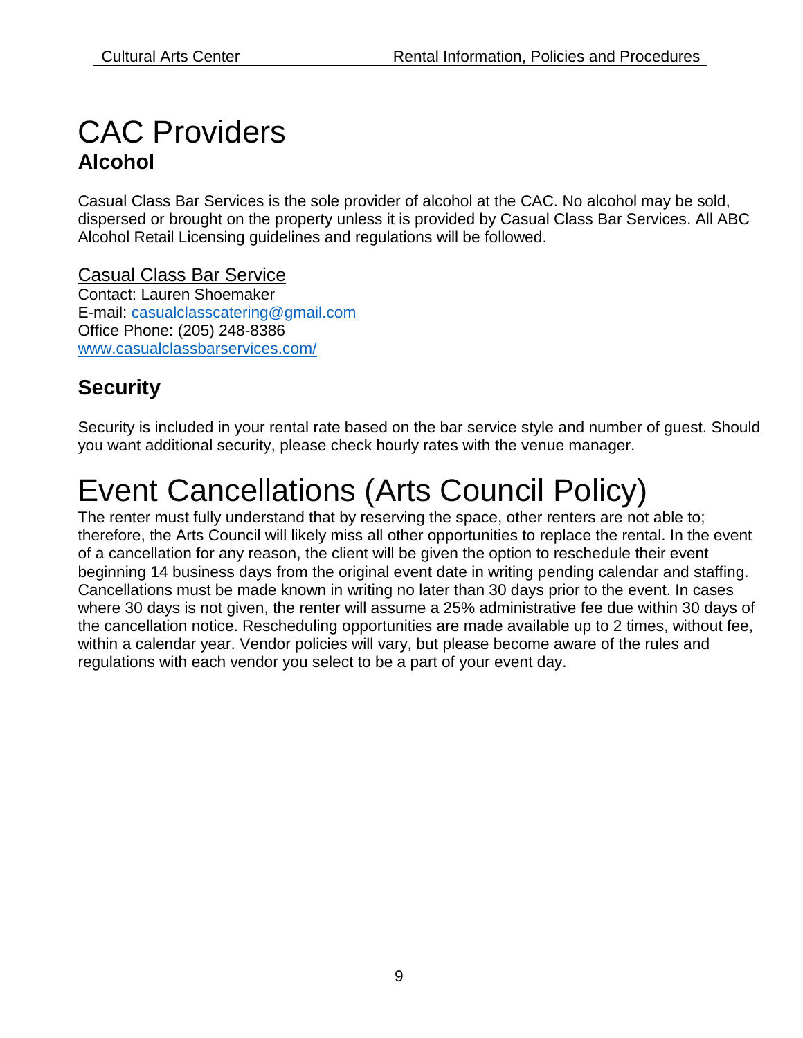# CAC Providers

## Alcohol

Casual Class Bar Services is the sole provider of alcohol at the CAC. No alcohol may be sold, dispersed or brought on the property unless it is provided by Casual Class Bar Services. All ABC Alcohol Retail Licensing guidelines and regulations will be followed.

Casual Class Bar Service
Contact: Lauren Shoemaker
E-mail: casualclasscatering@gmail.com
Office Phone: (205) 248-8386
www.casualclassbarservices.com/

## Security

Security is included in your rental rate based on the bar service style and number of guest. Should you want additional security, please check hourly rates with the venue manager.

# Event Cancellations (Arts Council Policy)

The renter must fully understand that by reserving the space, other renters are not able to; therefore, the Arts Council will likely miss all other opportunities to replace the rental. In the event of a cancellation for any reason, the client will be given the option to reschedule their event beginning 14 business days from the original event date in writing pending calendar and staffing. Cancellations must be made known in writing no later than 30 days prior to the event. In cases where 30 days is not given, the renter will assume a 25% administrative fee due within 30 days of the cancellation notice. Rescheduling opportunities are made available up to 2 times, without fee, within a calendar year. Vendor policies will vary, but please become aware of the rules and regulations with each vendor you select to be a part of your event day.